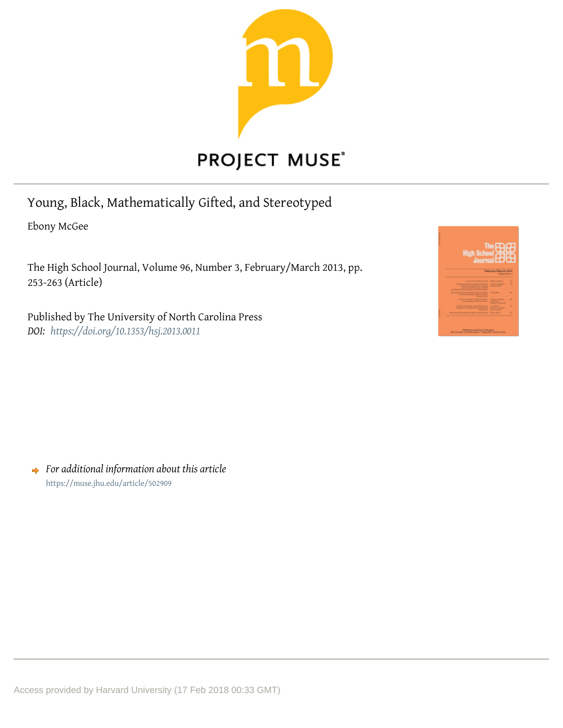PROJECT MUSE®

# Young, Black, Mathematically Gifted, and Stereotyped

Ebony McGee

The High School Journal, Volume 96, Number 3, February/March 2013, pp. 253-263 (Article)

Published by The University of North Carolina Press

*DOI:* *https://doi.org/10.1353/hsj.2013.0011*

*For additional information about this article*

https://muse.jhu.edu/article/502909

Access provided by Harvard University (17 Feb 2018 00:33 GMT)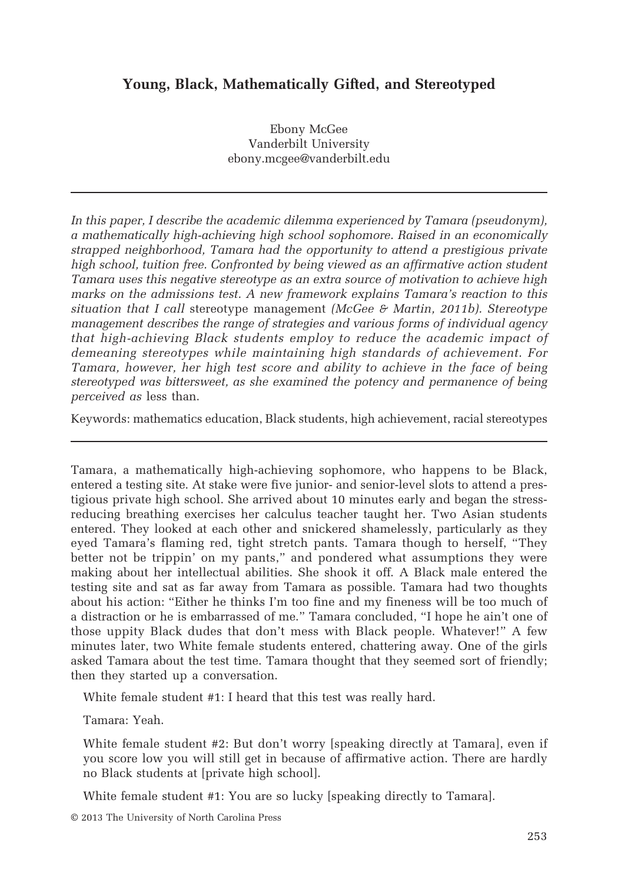## Young, Black, Mathematically Gifted, and Stereotyped

Ebony McGee
Vanderbilt University
ebony.mcgee@vanderbilt.edu

---

*In this paper, I describe the academic dilemma experienced by Tamara (pseudonym), a mathematically high-achieving high school sophomore. Raised in an economically strapped neighborhood, Tamara had the opportunity to attend a prestigious private high school, tuition free. Confronted by being viewed as an affirmative action student Tamara uses this negative stereotype as an extra source of motivation to achieve high marks on the admissions test. A new framework explains Tamara's reaction to this situation that I call* stereotype management *(McGee & Martin, 2011b). Stereotype management describes the range of strategies and various forms of individual agency that high-achieving Black students employ to reduce the academic impact of demeaning stereotypes while maintaining high standards of achievement. For Tamara, however, her high test score and ability to achieve in the face of being stereotyped was bittersweet, as she examined the potency and permanence of being perceived as* less than.

Keywords: mathematics education, Black students, high achievement, racial stereotypes

---

Tamara, a mathematically high-achieving sophomore, who happens to be Black, entered a testing site. At stake were five junior- and senior-level slots to attend a prestigious private high school. She arrived about 10 minutes early and began the stress-reducing breathing exercises her calculus teacher taught her. Two Asian students entered. They looked at each other and snickered shamelessly, particularly as they eyed Tamara's flaming red, tight stretch pants. Tamara though to herself, "They better not be trippin' on my pants," and pondered what assumptions they were making about her intellectual abilities. She shook it off. A Black male entered the testing site and sat as far away from Tamara as possible. Tamara had two thoughts about his action: "Either he thinks I'm too fine and my fineness will be too much of a distraction or he is embarrassed of me." Tamara concluded, "I hope he ain't one of those uppity Black dudes that don't mess with Black people. Whatever!" A few minutes later, two White female students entered, chattering away. One of the girls asked Tamara about the test time. Tamara thought that they seemed sort of friendly; then they started up a conversation.

White female student #1: I heard that this test was really hard.

Tamara: Yeah.

White female student #2: But don't worry [speaking directly at Tamara], even if you score low you will still get in because of affirmative action. There are hardly no Black students at [private high school].

White female student #1: You are so lucky [speaking directly to Tamara].

© 2013 The University of North Carolina Press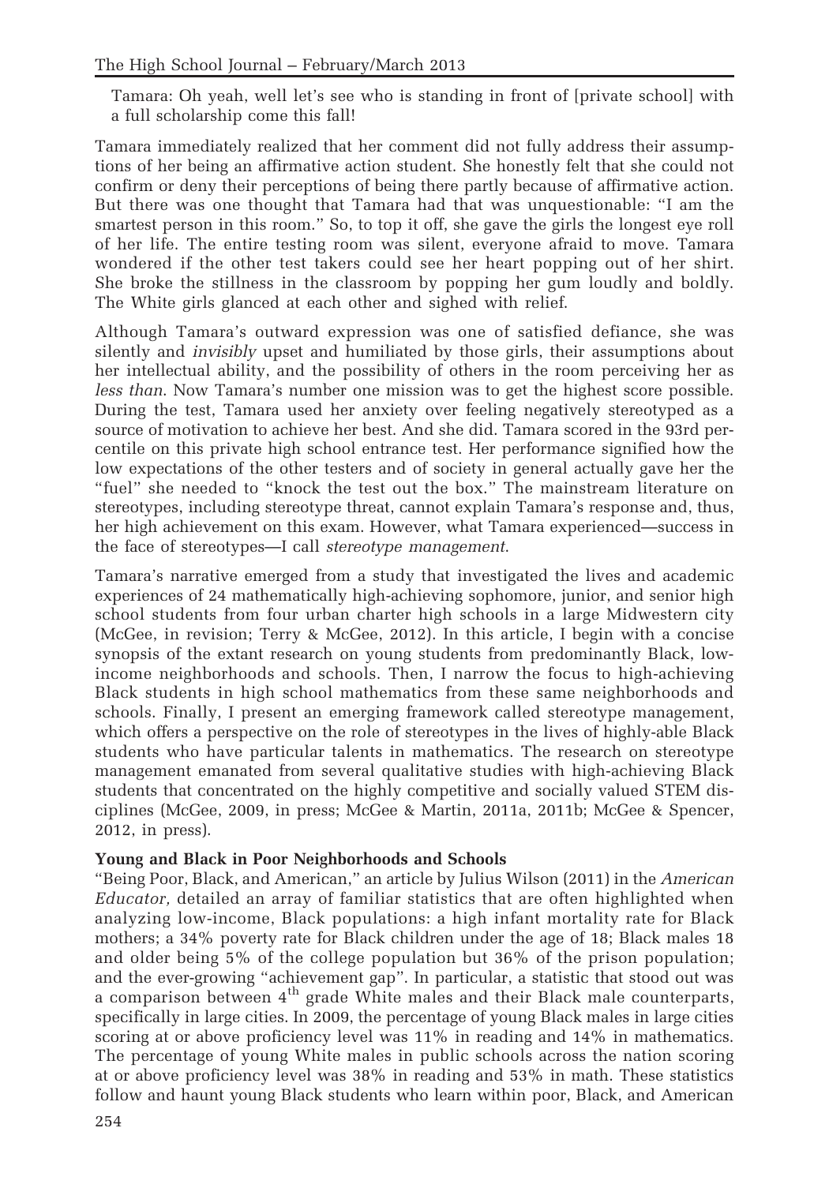Tamara: Oh yeah, well let's see who is standing in front of [private school] with a full scholarship come this fall!

Tamara immediately realized that her comment did not fully address their assumptions of her being an affirmative action student. She honestly felt that she could not confirm or deny their perceptions of being there partly because of affirmative action. But there was one thought that Tamara had that was unquestionable: "I am the smartest person in this room." So, to top it off, she gave the girls the longest eye roll of her life. The entire testing room was silent, everyone afraid to move. Tamara wondered if the other test takers could see her heart popping out of her shirt. She broke the stillness in the classroom by popping her gum loudly and boldly. The White girls glanced at each other and sighed with relief.

Although Tamara's outward expression was one of satisfied defiance, she was silently and *invisibly* upset and humiliated by those girls, their assumptions about her intellectual ability, and the possibility of others in the room perceiving her as *less than*. Now Tamara's number one mission was to get the highest score possible. During the test, Tamara used her anxiety over feeling negatively stereotyped as a source of motivation to achieve her best. And she did. Tamara scored in the 93rd percentile on this private high school entrance test. Her performance signified how the low expectations of the other testers and of society in general actually gave her the "fuel" she needed to "knock the test out the box." The mainstream literature on stereotypes, including stereotype threat, cannot explain Tamara's response and, thus, her high achievement on this exam. However, what Tamara experienced—success in the face of stereotypes—I call *stereotype management*.

Tamara's narrative emerged from a study that investigated the lives and academic experiences of 24 mathematically high-achieving sophomore, junior, and senior high school students from four urban charter high schools in a large Midwestern city (McGee, in revision; Terry & McGee, 2012). In this article, I begin with a concise synopsis of the extant research on young students from predominantly Black, low-income neighborhoods and schools. Then, I narrow the focus to high-achieving Black students in high school mathematics from these same neighborhoods and schools. Finally, I present an emerging framework called stereotype management, which offers a perspective on the role of stereotypes in the lives of highly-able Black students who have particular talents in mathematics. The research on stereotype management emanated from several qualitative studies with high-achieving Black students that concentrated on the highly competitive and socially valued STEM disciplines (McGee, 2009, in press; McGee & Martin, 2011a, 2011b; McGee & Spencer, 2012, in press).

**Young and Black in Poor Neighborhoods and Schools**

"Being Poor, Black, and American," an article by Julius Wilson (2011) in the *American Educator,* detailed an array of familiar statistics that are often highlighted when analyzing low-income, Black populations: a high infant mortality rate for Black mothers; a 34% poverty rate for Black children under the age of 18; Black males 18 and older being 5% of the college population but 36% of the prison population; and the ever-growing "achievement gap". In particular, a statistic that stood out was a comparison between 4th grade White males and their Black male counterparts, specifically in large cities. In 2009, the percentage of young Black males in large cities scoring at or above proficiency level was 11% in reading and 14% in mathematics. The percentage of young White males in public schools across the nation scoring at or above proficiency level was 38% in reading and 53% in math. These statistics follow and haunt young Black students who learn within poor, Black, and American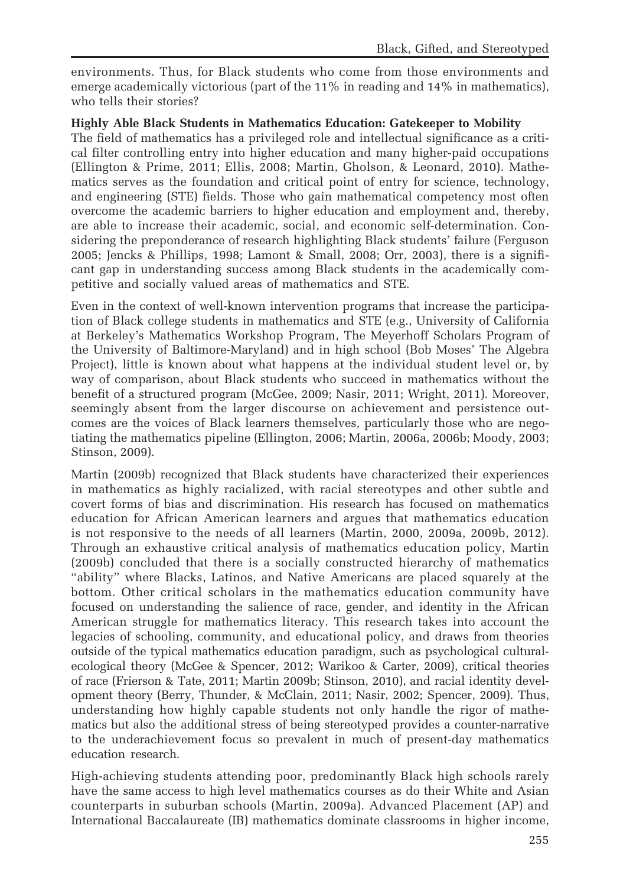environments. Thus, for Black students who come from those environments and emerge academically victorious (part of the 11% in reading and 14% in mathematics), who tells their stories?

**Highly Able Black Students in Mathematics Education: Gatekeeper to Mobility**

The field of mathematics has a privileged role and intellectual significance as a critical filter controlling entry into higher education and many higher-paid occupations (Ellington & Prime, 2011; Ellis, 2008; Martin, Gholson, & Leonard, 2010). Mathematics serves as the foundation and critical point of entry for science, technology, and engineering (STE) fields. Those who gain mathematical competency most often overcome the academic barriers to higher education and employment and, thereby, are able to increase their academic, social, and economic self-determination. Considering the preponderance of research highlighting Black students' failure (Ferguson 2005; Jencks & Phillips, 1998; Lamont & Small, 2008; Orr, 2003), there is a significant gap in understanding success among Black students in the academically competitive and socially valued areas of mathematics and STE.

Even in the context of well-known intervention programs that increase the participation of Black college students in mathematics and STE (e.g., University of California at Berkeley's Mathematics Workshop Program, The Meyerhoff Scholars Program of the University of Baltimore-Maryland) and in high school (Bob Moses' The Algebra Project), little is known about what happens at the individual student level or, by way of comparison, about Black students who succeed in mathematics without the benefit of a structured program (McGee, 2009; Nasir, 2011; Wright, 2011). Moreover, seemingly absent from the larger discourse on achievement and persistence outcomes are the voices of Black learners themselves, particularly those who are negotiating the mathematics pipeline (Ellington, 2006; Martin, 2006a, 2006b; Moody, 2003; Stinson, 2009).

Martin (2009b) recognized that Black students have characterized their experiences in mathematics as highly racialized, with racial stereotypes and other subtle and covert forms of bias and discrimination. His research has focused on mathematics education for African American learners and argues that mathematics education is not responsive to the needs of all learners (Martin, 2000, 2009a, 2009b, 2012). Through an exhaustive critical analysis of mathematics education policy, Martin (2009b) concluded that there is a socially constructed hierarchy of mathematics "ability" where Blacks, Latinos, and Native Americans are placed squarely at the bottom. Other critical scholars in the mathematics education community have focused on understanding the salience of race, gender, and identity in the African American struggle for mathematics literacy. This research takes into account the legacies of schooling, community, and educational policy, and draws from theories outside of the typical mathematics education paradigm, such as psychological cultural-ecological theory (McGee & Spencer, 2012; Warikoo & Carter, 2009), critical theories of race (Frierson & Tate, 2011; Martin 2009b; Stinson, 2010), and racial identity development theory (Berry, Thunder, & McClain, 2011; Nasir, 2002; Spencer, 2009). Thus, understanding how highly capable students not only handle the rigor of mathematics but also the additional stress of being stereotyped provides a counter-narrative to the underachievement focus so prevalent in much of present-day mathematics education research.

High-achieving students attending poor, predominantly Black high schools rarely have the same access to high level mathematics courses as do their White and Asian counterparts in suburban schools (Martin, 2009a). Advanced Placement (AP) and International Baccalaureate (IB) mathematics dominate classrooms in higher income,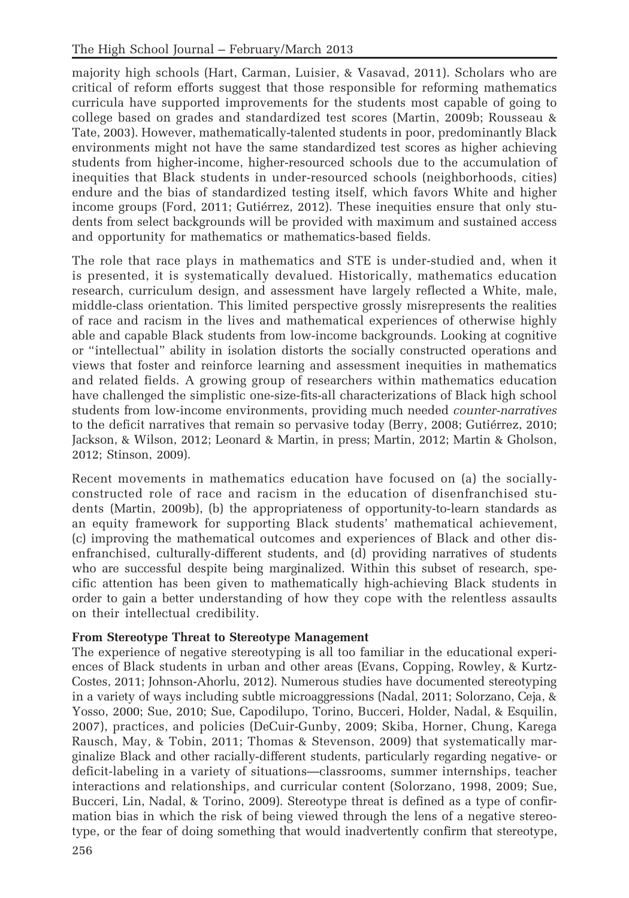majority high schools (Hart, Carman, Luisier, & Vasavad, 2011). Scholars who are critical of reform efforts suggest that those responsible for reforming mathematics curricula have supported improvements for the students most capable of going to college based on grades and standardized test scores (Martin, 2009b; Rousseau & Tate, 2003). However, mathematically-talented students in poor, predominantly Black environments might not have the same standardized test scores as higher achieving students from higher-income, higher-resourced schools due to the accumulation of inequities that Black students in under-resourced schools (neighborhoods, cities) endure and the bias of standardized testing itself, which favors White and higher income groups (Ford, 2011; Gutiérrez, 2012). These inequities ensure that only students from select backgrounds will be provided with maximum and sustained access and opportunity for mathematics or mathematics-based fields.

The role that race plays in mathematics and STE is under-studied and, when it is presented, it is systematically devalued. Historically, mathematics education research, curriculum design, and assessment have largely reflected a White, male, middle-class orientation. This limited perspective grossly misrepresents the realities of race and racism in the lives and mathematical experiences of otherwise highly able and capable Black students from low-income backgrounds. Looking at cognitive or "intellectual" ability in isolation distorts the socially constructed operations and views that foster and reinforce learning and assessment inequities in mathematics and related fields. A growing group of researchers within mathematics education have challenged the simplistic one-size-fits-all characterizations of Black high school students from low-income environments, providing much needed *counter-narratives* to the deficit narratives that remain so pervasive today (Berry, 2008; Gutiérrez, 2010; Jackson, & Wilson, 2012; Leonard & Martin, in press; Martin, 2012; Martin & Gholson, 2012; Stinson, 2009).

Recent movements in mathematics education have focused on (a) the socially-constructed role of race and racism in the education of disenfranchised students (Martin, 2009b), (b) the appropriateness of opportunity-to-learn standards as an equity framework for supporting Black students' mathematical achievement, (c) improving the mathematical outcomes and experiences of Black and other disenfranchised, culturally-different students, and (d) providing narratives of students who are successful despite being marginalized. Within this subset of research, specific attention has been given to mathematically high-achieving Black students in order to gain a better understanding of how they cope with the relentless assaults on their intellectual credibility.

**From Stereotype Threat to Stereotype Management**

The experience of negative stereotyping is all too familiar in the educational experiences of Black students in urban and other areas (Evans, Copping, Rowley, & Kurtz-Costes, 2011; Johnson-Ahorlu, 2012). Numerous studies have documented stereotyping in a variety of ways including subtle microaggressions (Nadal, 2011; Solorzano, Ceja, & Yosso, 2000; Sue, 2010; Sue, Capodilupo, Torino, Bucceri, Holder, Nadal, & Esquilin, 2007), practices, and policies (DeCuir-Gunby, 2009; Skiba, Horner, Chung, Karega Rausch, May, & Tobin, 2011; Thomas & Stevenson, 2009) that systematically marginalize Black and other racially-different students, particularly regarding negative- or deficit-labeling in a variety of situations—classrooms, summer internships, teacher interactions and relationships, and curricular content (Solorzano, 1998, 2009; Sue, Bucceri, Lin, Nadal, & Torino, 2009). Stereotype threat is defined as a type of confirmation bias in which the risk of being viewed through the lens of a negative stereotype, or the fear of doing something that would inadvertently confirm that stereotype,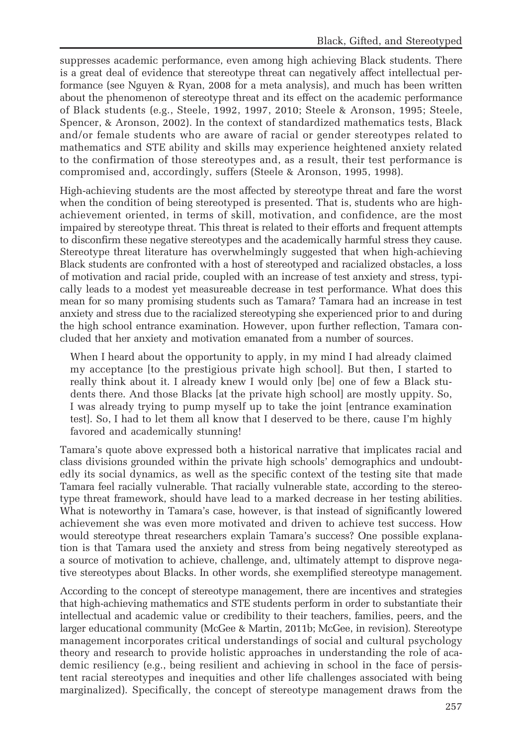suppresses academic performance, even among high achieving Black students. There is a great deal of evidence that stereotype threat can negatively affect intellectual performance (see Nguyen & Ryan, 2008 for a meta analysis), and much has been written about the phenomenon of stereotype threat and its effect on the academic performance of Black students (e.g., Steele, 1992, 1997, 2010; Steele & Aronson, 1995; Steele, Spencer, & Aronson, 2002). In the context of standardized mathematics tests, Black and/or female students who are aware of racial or gender stereotypes related to mathematics and STE ability and skills may experience heightened anxiety related to the confirmation of those stereotypes and, as a result, their test performance is compromised and, accordingly, suffers (Steele & Aronson, 1995, 1998).

High-achieving students are the most affected by stereotype threat and fare the worst when the condition of being stereotyped is presented. That is, students who are high-achievement oriented, in terms of skill, motivation, and confidence, are the most impaired by stereotype threat. This threat is related to their efforts and frequent attempts to disconfirm these negative stereotypes and the academically harmful stress they cause. Stereotype threat literature has overwhelmingly suggested that when high-achieving Black students are confronted with a host of stereotyped and racialized obstacles, a loss of motivation and racial pride, coupled with an increase of test anxiety and stress, typically leads to a modest yet measureable decrease in test performance. What does this mean for so many promising students such as Tamara? Tamara had an increase in test anxiety and stress due to the racialized stereotyping she experienced prior to and during the high school entrance examination. However, upon further reflection, Tamara concluded that her anxiety and motivation emanated from a number of sources.

> When I heard about the opportunity to apply, in my mind I had already claimed my acceptance [to the prestigious private high school]. But then, I started to really think about it. I already knew I would only [be] one of few a Black students there. And those Blacks [at the private high school] are mostly uppity. So, I was already trying to pump myself up to take the joint [entrance examination test]. So, I had to let them all know that I deserved to be there, cause I'm highly favored and academically stunning!

Tamara's quote above expressed both a historical narrative that implicates racial and class divisions grounded within the private high schools' demographics and undoubtedly its social dynamics, as well as the specific context of the testing site that made Tamara feel racially vulnerable. That racially vulnerable state, according to the stereotype threat framework, should have lead to a marked decrease in her testing abilities. What is noteworthy in Tamara's case, however, is that instead of significantly lowered achievement she was even more motivated and driven to achieve test success. How would stereotype threat researchers explain Tamara's success? One possible explanation is that Tamara used the anxiety and stress from being negatively stereotyped as a source of motivation to achieve, challenge, and, ultimately attempt to disprove negative stereotypes about Blacks. In other words, she exemplified stereotype management.

According to the concept of stereotype management, there are incentives and strategies that high-achieving mathematics and STE students perform in order to substantiate their intellectual and academic value or credibility to their teachers, families, peers, and the larger educational community (McGee & Martin, 2011b; McGee, in revision). Stereotype management incorporates critical understandings of social and cultural psychology theory and research to provide holistic approaches in understanding the role of academic resiliency (e.g., being resilient and achieving in school in the face of persistent racial stereotypes and inequities and other life challenges associated with being marginalized). Specifically, the concept of stereotype management draws from the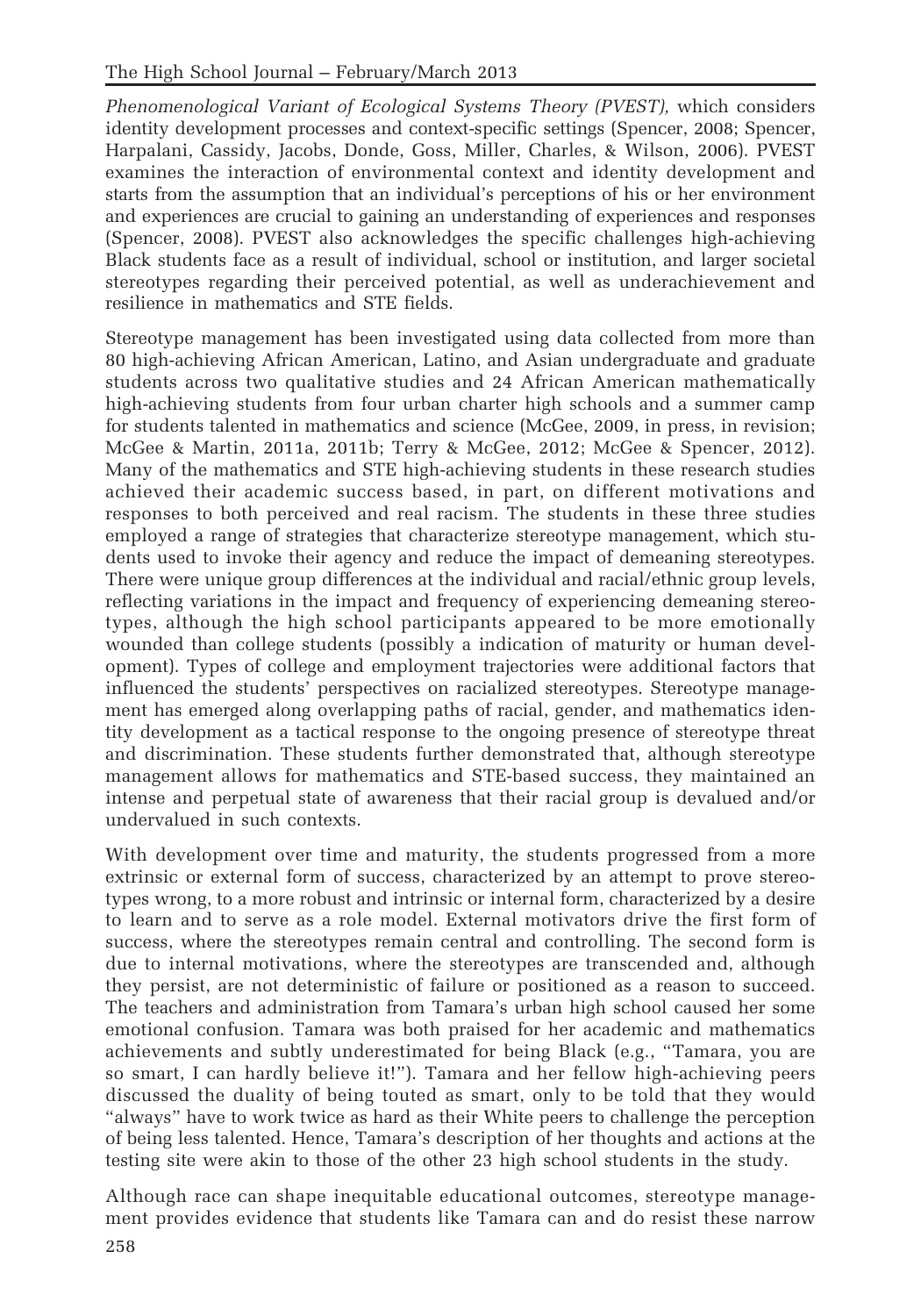*Phenomenological Variant of Ecological Systems Theory (PVEST),* which considers identity development processes and context-specific settings (Spencer, 2008; Spencer, Harpalani, Cassidy, Jacobs, Donde, Goss, Miller, Charles, & Wilson, 2006). PVEST examines the interaction of environmental context and identity development and starts from the assumption that an individual's perceptions of his or her environment and experiences are crucial to gaining an understanding of experiences and responses (Spencer, 2008). PVEST also acknowledges the specific challenges high-achieving Black students face as a result of individual, school or institution, and larger societal stereotypes regarding their perceived potential, as well as underachievement and resilience in mathematics and STE fields.

Stereotype management has been investigated using data collected from more than 80 high-achieving African American, Latino, and Asian undergraduate and graduate students across two qualitative studies and 24 African American mathematically high-achieving students from four urban charter high schools and a summer camp for students talented in mathematics and science (McGee, 2009, in press, in revision; McGee & Martin, 2011a, 2011b; Terry & McGee, 2012; McGee & Spencer, 2012). Many of the mathematics and STE high-achieving students in these research studies achieved their academic success based, in part, on different motivations and responses to both perceived and real racism. The students in these three studies employed a range of strategies that characterize stereotype management, which students used to invoke their agency and reduce the impact of demeaning stereotypes. There were unique group differences at the individual and racial/ethnic group levels, reflecting variations in the impact and frequency of experiencing demeaning stereotypes, although the high school participants appeared to be more emotionally wounded than college students (possibly a indication of maturity or human development). Types of college and employment trajectories were additional factors that influenced the students' perspectives on racialized stereotypes. Stereotype management has emerged along overlapping paths of racial, gender, and mathematics identity development as a tactical response to the ongoing presence of stereotype threat and discrimination. These students further demonstrated that, although stereotype management allows for mathematics and STE-based success, they maintained an intense and perpetual state of awareness that their racial group is devalued and/or undervalued in such contexts.

With development over time and maturity, the students progressed from a more extrinsic or external form of success, characterized by an attempt to prove stereotypes wrong, to a more robust and intrinsic or internal form, characterized by a desire to learn and to serve as a role model. External motivators drive the first form of success, where the stereotypes remain central and controlling. The second form is due to internal motivations, where the stereotypes are transcended and, although they persist, are not deterministic of failure or positioned as a reason to succeed. The teachers and administration from Tamara's urban high school caused her some emotional confusion. Tamara was both praised for her academic and mathematics achievements and subtly underestimated for being Black (e.g., "Tamara, you are so smart, I can hardly believe it!"). Tamara and her fellow high-achieving peers discussed the duality of being touted as smart, only to be told that they would "always" have to work twice as hard as their White peers to challenge the perception of being less talented. Hence, Tamara's description of her thoughts and actions at the testing site were akin to those of the other 23 high school students in the study.

Although race can shape inequitable educational outcomes, stereotype management provides evidence that students like Tamara can and do resist these narrow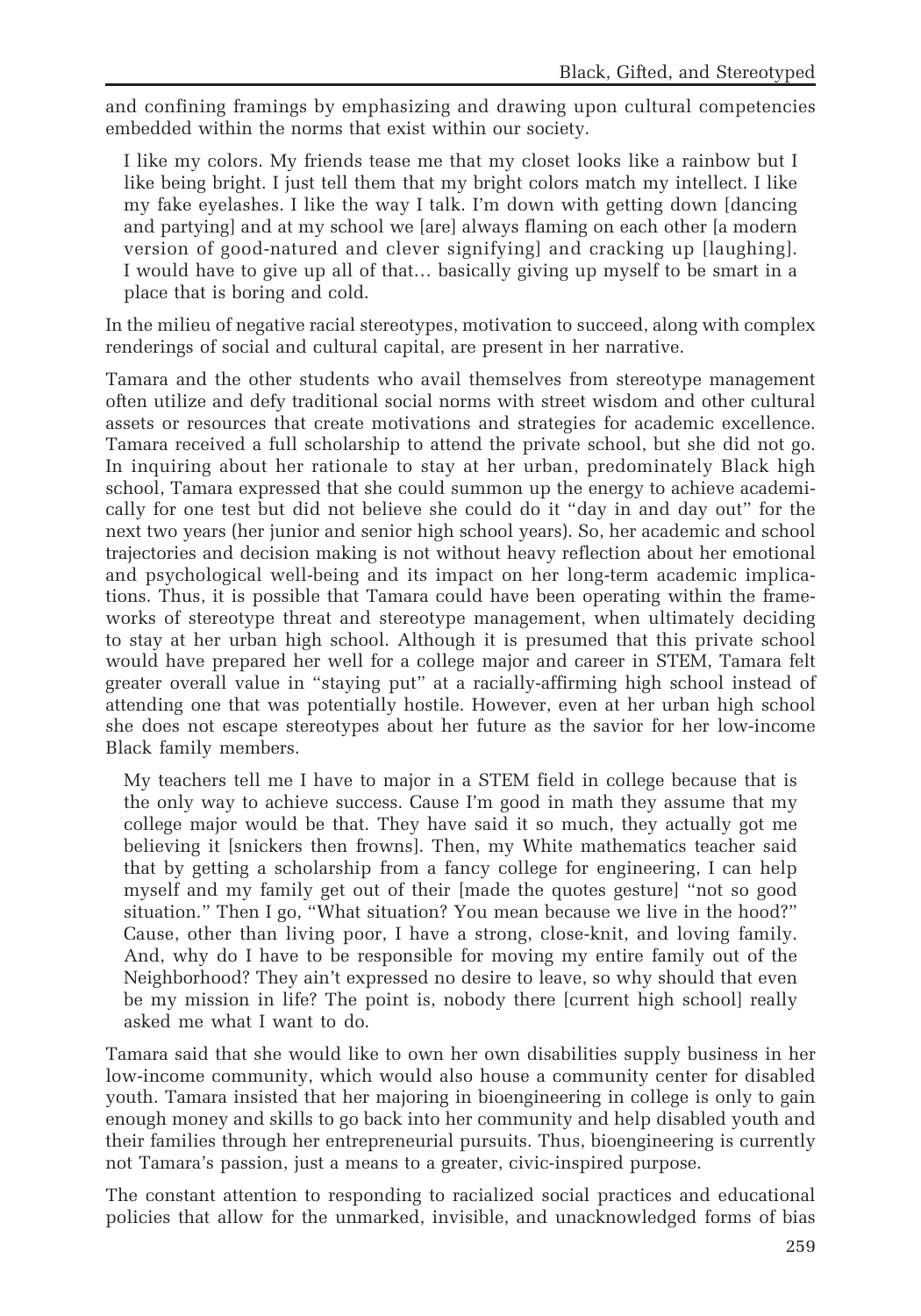and confining framings by emphasizing and drawing upon cultural competencies embedded within the norms that exist within our society.

> I like my colors. My friends tease me that my closet looks like a rainbow but I like being bright. I just tell them that my bright colors match my intellect. I like my fake eyelashes. I like the way I talk. I'm down with getting down [dancing and partying] and at my school we [are] always flaming on each other [a modern version of good-natured and clever signifying] and cracking up [laughing]. I would have to give up all of that… basically giving up myself to be smart in a place that is boring and cold.

In the milieu of negative racial stereotypes, motivation to succeed, along with complex renderings of social and cultural capital, are present in her narrative.

Tamara and the other students who avail themselves from stereotype management often utilize and defy traditional social norms with street wisdom and other cultural assets or resources that create motivations and strategies for academic excellence. Tamara received a full scholarship to attend the private school, but she did not go. In inquiring about her rationale to stay at her urban, predominately Black high school, Tamara expressed that she could summon up the energy to achieve academically for one test but did not believe she could do it "day in and day out" for the next two years (her junior and senior high school years). So, her academic and school trajectories and decision making is not without heavy reflection about her emotional and psychological well-being and its impact on her long-term academic implications. Thus, it is possible that Tamara could have been operating within the frameworks of stereotype threat and stereotype management, when ultimately deciding to stay at her urban high school. Although it is presumed that this private school would have prepared her well for a college major and career in STEM, Tamara felt greater overall value in "staying put" at a racially-affirming high school instead of attending one that was potentially hostile. However, even at her urban high school she does not escape stereotypes about her future as the savior for her low-income Black family members.

> My teachers tell me I have to major in a STEM field in college because that is the only way to achieve success. Cause I'm good in math they assume that my college major would be that. They have said it so much, they actually got me believing it [snickers then frowns]. Then, my White mathematics teacher said that by getting a scholarship from a fancy college for engineering, I can help myself and my family get out of their [made the quotes gesture] "not so good situation." Then I go, "What situation? You mean because we live in the hood?" Cause, other than living poor, I have a strong, close-knit, and loving family. And, why do I have to be responsible for moving my entire family out of the Neighborhood? They ain't expressed no desire to leave, so why should that even be my mission in life? The point is, nobody there [current high school] really asked me what I want to do.

Tamara said that she would like to own her own disabilities supply business in her low-income community, which would also house a community center for disabled youth. Tamara insisted that her majoring in bioengineering in college is only to gain enough money and skills to go back into her community and help disabled youth and their families through her entrepreneurial pursuits. Thus, bioengineering is currently not Tamara's passion, just a means to a greater, civic-inspired purpose.

The constant attention to responding to racialized social practices and educational policies that allow for the unmarked, invisible, and unacknowledged forms of bias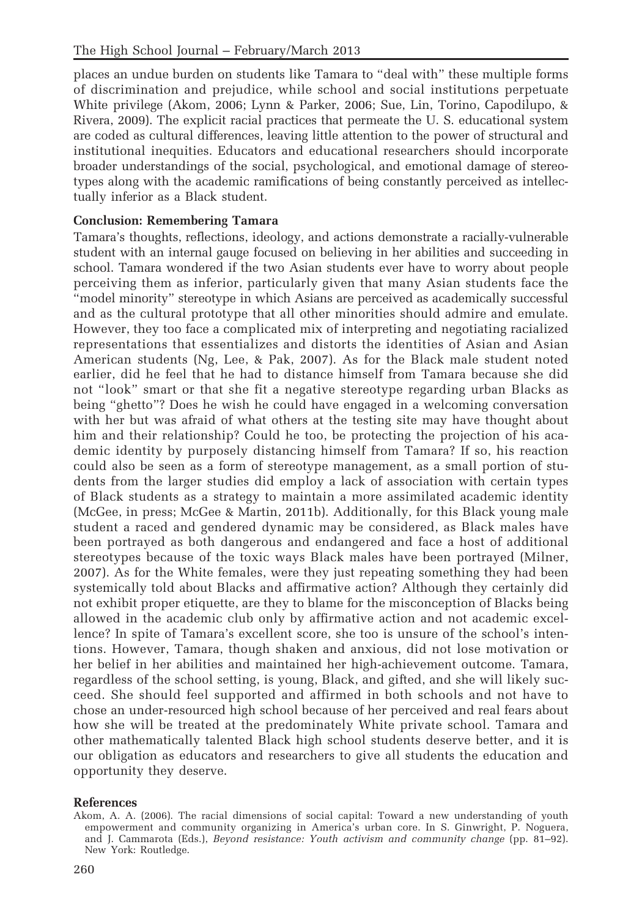places an undue burden on students like Tamara to "deal with" these multiple forms of discrimination and prejudice, while school and social institutions perpetuate White privilege (Akom, 2006; Lynn & Parker, 2006; Sue, Lin, Torino, Capodilupo, & Rivera, 2009). The explicit racial practices that permeate the U. S. educational system are coded as cultural differences, leaving little attention to the power of structural and institutional inequities. Educators and educational researchers should incorporate broader understandings of the social, psychological, and emotional damage of stereotypes along with the academic ramifications of being constantly perceived as intellectually inferior as a Black student.

## Conclusion: Remembering Tamara

Tamara's thoughts, reflections, ideology, and actions demonstrate a racially-vulnerable student with an internal gauge focused on believing in her abilities and succeeding in school. Tamara wondered if the two Asian students ever have to worry about people perceiving them as inferior, particularly given that many Asian students face the "model minority" stereotype in which Asians are perceived as academically successful and as the cultural prototype that all other minorities should admire and emulate. However, they too face a complicated mix of interpreting and negotiating racialized representations that essentializes and distorts the identities of Asian and Asian American students (Ng, Lee, & Pak, 2007). As for the Black male student noted earlier, did he feel that he had to distance himself from Tamara because she did not "look" smart or that she fit a negative stereotype regarding urban Blacks as being "ghetto"? Does he wish he could have engaged in a welcoming conversation with her but was afraid of what others at the testing site may have thought about him and their relationship? Could he too, be protecting the projection of his academic identity by purposely distancing himself from Tamara? If so, his reaction could also be seen as a form of stereotype management, as a small portion of students from the larger studies did employ a lack of association with certain types of Black students as a strategy to maintain a more assimilated academic identity (McGee, in press; McGee & Martin, 2011b). Additionally, for this Black young male student a raced and gendered dynamic may be considered, as Black males have been portrayed as both dangerous and endangered and face a host of additional stereotypes because of the toxic ways Black males have been portrayed (Milner, 2007). As for the White females, were they just repeating something they had been systemically told about Blacks and affirmative action? Although they certainly did not exhibit proper etiquette, are they to blame for the misconception of Blacks being allowed in the academic club only by affirmative action and not academic excellence? In spite of Tamara's excellent score, she too is unsure of the school's intentions. However, Tamara, though shaken and anxious, did not lose motivation or her belief in her abilities and maintained her high-achievement outcome. Tamara, regardless of the school setting, is young, Black, and gifted, and she will likely succeed. She should feel supported and affirmed in both schools and not have to chose an under-resourced high school because of her perceived and real fears about how she will be treated at the predominately White private school. Tamara and other mathematically talented Black high school students deserve better, and it is our obligation as educators and researchers to give all students the education and opportunity they deserve.

## References

Akom, A. A. (2006). The racial dimensions of social capital: Toward a new understanding of youth empowerment and community organizing in America's urban core. In S. Ginwright, P. Noguera, and J. Cammarota (Eds.), *Beyond resistance: Youth activism and community change* (pp. 81–92). New York: Routledge.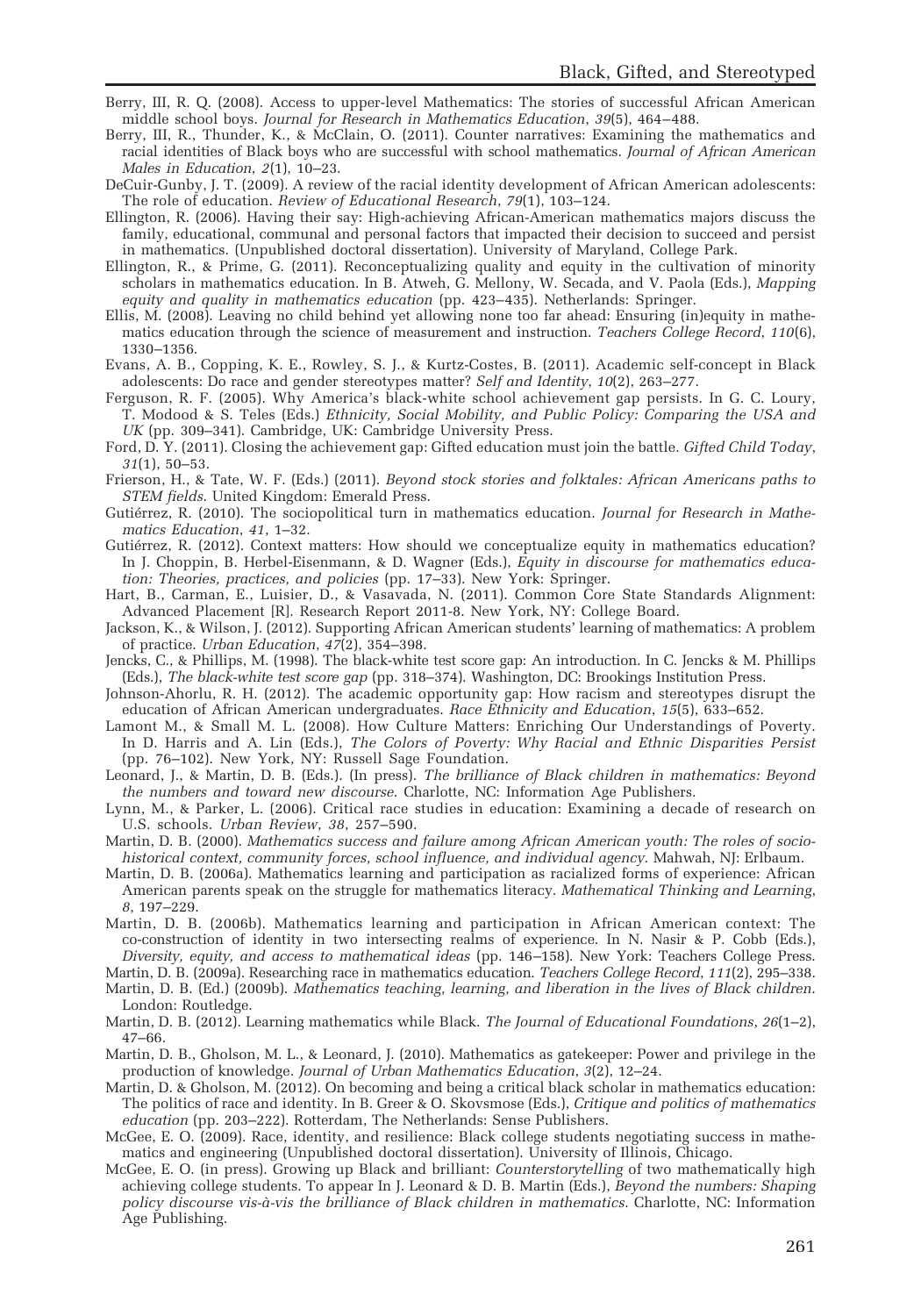Berry, III, R. Q. (2008). Access to upper-level Mathematics: The stories of successful African American middle school boys. *Journal for Research in Mathematics Education*, *39*(5), 464–488.

Berry, III, R., Thunder, K., & McClain, O. (2011). Counter narratives: Examining the mathematics and racial identities of Black boys who are successful with school mathematics. *Journal of African American Males in Education*, *2*(1), 10–23.

DeCuir-Gunby, J. T. (2009). A review of the racial identity development of African American adolescents: The role of education. *Review of Educational Research*, *79*(1), 103–124.

Ellington, R. (2006). Having their say: High-achieving African-American mathematics majors discuss the family, educational, communal and personal factors that impacted their decision to succeed and persist in mathematics. (Unpublished doctoral dissertation). University of Maryland, College Park.

Ellington, R., & Prime, G. (2011). Reconceptualizing quality and equity in the cultivation of minority scholars in mathematics education. In B. Atweh, G. Mellony, W. Secada, and V. Paola (Eds.), *Mapping equity and quality in mathematics education* (pp. 423–435). Netherlands: Springer.

Ellis, M. (2008). Leaving no child behind yet allowing none too far ahead: Ensuring (in)equity in mathematics education through the science of measurement and instruction. *Teachers College Record*, *110*(6), 1330–1356.

Evans, A. B., Copping, K. E., Rowley, S. J., & Kurtz-Costes, B. (2011). Academic self-concept in Black adolescents: Do race and gender stereotypes matter? *Self and Identity*, *10*(2), 263–277.

Ferguson, R. F. (2005). Why America's black-white school achievement gap persists. In G. C. Loury, T. Modood & S. Teles (Eds.) *Ethnicity, Social Mobility, and Public Policy: Comparing the USA and UK* (pp. 309–341). Cambridge, UK: Cambridge University Press.

Ford, D. Y. (2011). Closing the achievement gap: Gifted education must join the battle. *Gifted Child Today*, *31*(1), 50–53.

Frierson, H., & Tate, W. F. (Eds.) (2011). *Beyond stock stories and folktales: African Americans paths to STEM fields*. United Kingdom: Emerald Press.

Gutiérrez, R. (2010). The sociopolitical turn in mathematics education. *Journal for Research in Mathematics Education*, *41*, 1–32.

Gutiérrez, R. (2012). Context matters: How should we conceptualize equity in mathematics education? In J. Choppin, B. Herbel-Eisenmann, & D. Wagner (Eds.), *Equity in discourse for mathematics education: Theories, practices, and policies* (pp. 17–33). New York: Springer.

Hart, B., Carman, E., Luisier, D., & Vasavada, N. (2011). Common Core State Standards Alignment: Advanced Placement [R]. Research Report 2011-8. New York, NY: College Board.

Jackson, K., & Wilson, J. (2012). Supporting African American students' learning of mathematics: A problem of practice. *Urban Education*, *47*(2), 354–398.

Jencks, C., & Phillips, M. (1998). The black-white test score gap: An introduction. In C. Jencks & M. Phillips (Eds.), *The black-white test score gap* (pp. 318–374). Washington, DC: Brookings Institution Press.

Johnson-Ahorlu, R. H. (2012). The academic opportunity gap: How racism and stereotypes disrupt the education of African American undergraduates. *Race Ethnicity and Education*, *15*(5), 633–652.

Lamont M., & Small M. L. (2008). How Culture Matters: Enriching Our Understandings of Poverty. In D. Harris and A. Lin (Eds.), *The Colors of Poverty: Why Racial and Ethnic Disparities Persist* (pp. 76–102). New York, NY: Russell Sage Foundation.

Leonard, J., & Martin, D. B. (Eds.). (In press). *The brilliance of Black children in mathematics: Beyond the numbers and toward new discourse*. Charlotte, NC: Information Age Publishers.

Lynn, M., & Parker, L. (2006). Critical race studies in education: Examining a decade of research on U.S. schools. *Urban Review*, *38*, 257–590.

Martin, D. B. (2000). *Mathematics success and failure among African American youth: The roles of sociohistorical context, community forces, school influence, and individual agency*. Mahwah, NJ: Erlbaum.

Martin, D. B. (2006a). Mathematics learning and participation as racialized forms of experience: African American parents speak on the struggle for mathematics literacy. *Mathematical Thinking and Learning*, *8*, 197–229.

Martin, D. B. (2006b). Mathematics learning and participation in African American context: The co-construction of identity in two intersecting realms of experience. In N. Nasir & P. Cobb (Eds.), *Diversity, equity, and access to mathematical ideas* (pp. 146–158). New York: Teachers College Press.

Martin, D. B. (2009a). Researching race in mathematics education. *Teachers College Record*, *111*(2), 295–338.

Martin, D. B. (Ed.) (2009b). *Mathematics teaching, learning, and liberation in the lives of Black children*. London: Routledge.

Martin, D. B. (2012). Learning mathematics while Black. *The Journal of Educational Foundations*, *26*(1–2), 47–66.

Martin, D. B., Gholson, M. L., & Leonard, J. (2010). Mathematics as gatekeeper: Power and privilege in the production of knowledge. *Journal of Urban Mathematics Education*, *3*(2), 12–24.

Martin, D. & Gholson, M. (2012). On becoming and being a critical black scholar in mathematics education: The politics of race and identity. In B. Greer & O. Skovsmose (Eds.), *Critique and politics of mathematics education* (pp. 203–222). Rotterdam, The Netherlands: Sense Publishers.

McGee, E. O. (2009). Race, identity, and resilience: Black college students negotiating success in mathematics and engineering (Unpublished doctoral dissertation). University of Illinois, Chicago.

McGee, E. O. (in press). Growing up Black and brilliant: *Counterstorytelling* of two mathematically high achieving college students. To appear In J. Leonard & D. B. Martin (Eds.), *Beyond the numbers: Shaping policy discourse vis-à-vis the brilliance of Black children in mathematics*. Charlotte, NC: Information Age Publishing.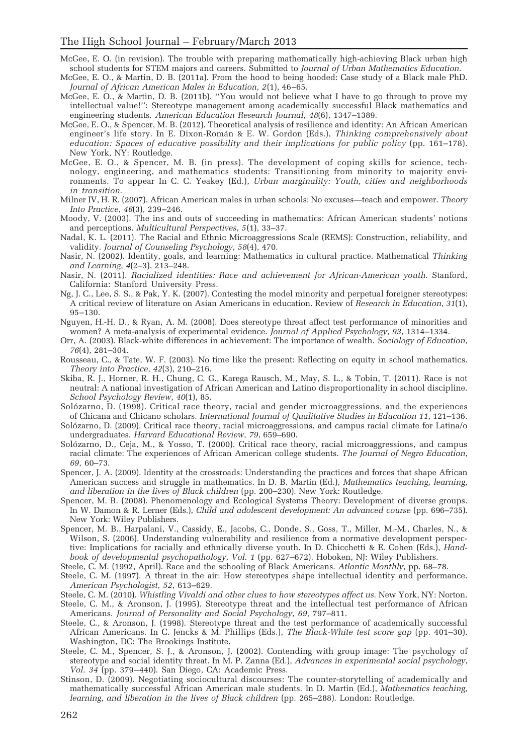McGee, E. O. (in revision). The trouble with preparing mathematically high-achieving Black urban high school students for STEM majors and careers. Submitted to *Journal of Urban Mathematics Education*.

McGee, E. O., & Martin, D. B. (2011a). From the hood to being hooded: Case study of a Black male PhD. *Journal of African American Males in Education*, *2*(1), 46–65.

McGee, E. O., & Martin, D. B. (2011b). ''You would not believe what I have to go through to prove my intellectual value!'': Stereotype management among academically successful Black mathematics and engineering students. *American Education Research Journal*, *48*(6), 1347–1389.

McGee, E. O., & Spencer, M. B. (2012). Theoretical analysis of resilience and identity: An African American engineer's life story. In E. Dixon-Román & E. W. Gordon (Eds.), *Thinking comprehensively about education: Spaces of educative possibility and their implications for public policy* (pp. 161–178). New York, NY: Routledge.

McGee, E. O., & Spencer, M. B. (in press). The development of coping skills for science, technology, engineering, and mathematics students: Transitioning from minority to majority environments. To appear In C. C. Yeakey (Ed.), *Urban marginality: Youth, cities and neighborhoods in transition*.

Milner IV, H. R. (2007). African American males in urban schools: No excuses—teach and empower. *Theory Into Practice*, *46*(3), 239–246.

Moody, V. (2003). The ins and outs of succeeding in mathematics: African American students' notions and perceptions. *Multicultural Perspectives*, *5*(1), 33–37.

Nadal, K. L. (2011). The Racial and Ethnic Microaggressions Scale (REMS): Construction, reliability, and validity. *Journal of Counseling Psychology*, *58*(4), 470.

Nasir, N. (2002). Identity, goals, and learning: Mathematics in cultural practice. Mathematical *Thinking and Learning*, *4*(2–3), 213–248.

Nasir, N. (2011). *Racialized identities: Race and achievement for African-American youth*. Stanford, California: Stanford University Press.

Ng, J. C., Lee, S. S., & Pak, Y. K. (2007). Contesting the model minority and perpetual foreigner stereotypes: A critical review of literature on Asian Americans in education. Review of *Research in Education*, *31*(1), 95–130.

Nguyen, H.-H. D., & Ryan, A. M. (2008). Does stereotype threat affect test performance of minorities and women? A meta-analysis of experimental evidence. *Journal of Applied Psychology*, *93*, 1314–1334.

Orr, A. (2003). Black-white differences in achievement: The importance of wealth. *Sociology of Education*, *76*(4), 281–304.

Rousseau, C., & Tate, W. F. (2003). No time like the present: Reflecting on equity in school mathematics. *Theory into Practice*, *42*(3), 210–216.

Skiba, R. J., Horner, R. H., Chung, C. G., Karega Rausch, M., May, S. L., & Tobin, T. (2011). Race is not neutral: A national investigation of African American and Latino disproportionality in school discipline. *School Psychology Review*, *40*(1), 85.

Solózarno, D. (1998). Critical race theory, racial and gender microaggressions, and the experiences of Chicana and Chicano scholars. *International Journal of Qualitative Studies in Education 11*, 121–136.

Solózarno, D. (2009). Critical race theory, racial microaggressions, and campus racial climate for Latina/o undergraduates. *Harvard Educational Review*, *79*, 659–690.

Solózarno, D., Ceja, M., & Yosso, T. (2000). Critical race theory, racial microaggressions, and campus racial climate: The experiences of African American college students. *The Journal of Negro Education*, *69*, 60–73.

Spencer, J. A. (2009). Identity at the crossroads: Understanding the practices and forces that shape African American success and struggle in mathematics. In D. B. Martin (Ed.), *Mathematics teaching, learning, and liberation in the lives of Black children* (pp. 200–230). New York: Routledge.

Spencer, M. B. (2008). Phenomenology and Ecological Systems Theory: Development of diverse groups. In W. Damon & R. Lerner (Eds.), *Child and adolescent development: An advanced course* (pp. 696–735). New York: Wiley Publishers.

Spencer, M. B., Harpalani, V., Cassidy, E., Jacobs, C., Donde, S., Goss, T., Miller, M.-M., Charles, N., & Wilson, S. (2006). Understanding vulnerability and resilience from a normative development perspective: Implications for racially and ethnically diverse youth. In D. Chicchetti & E. Cohen (Eds.), *Handbook of developmental psychopathology*, *Vol. 1* (pp. 627–672). Hoboken, NJ: Wiley Publishers.

Steele, C. M. (1992, April). Race and the schooling of Black Americans. *Atlantic Monthly*, pp. 68–78.

Steele, C. M. (1997). A threat in the air: How stereotypes shape intellectual identity and performance. *American Psychologist*, *52*, 613–629.

Steele, C. M. (2010). *Whistling Vivaldi and other clues to how stereotypes affect us*. New York, NY: Norton.

Steele, C. M., & Aronson, J. (1995). Stereotype threat and the intellectual test performance of African Americans. *Journal of Personality and Social Psychology*, *69*, 797–811.

Steele, C., & Aronson, J. (1998). Stereotype threat and the test performance of academically successful African Americans. In C. Jencks & M. Phillips (Eds.), *The Black-White test score gap* (pp. 401–30). Washington, DC: The Brookings Institute.

Steele, C. M., Spencer, S. J., & Aronson, J. (2002). Contending with group image: The psychology of stereotype and social identity threat. In M. P. Zanna (Ed.), *Advances in experimental social psychology*, *Vol. 34* (pp. 379–440). San Diego, CA: Academic Press.

Stinson, D. (2009). Negotiating sociocultural discourses: The counter-storytelling of academically and mathematically successful African American male students. In D. Martin (Ed.), *Mathematics teaching, learning, and liberation in the lives of Black children* (pp. 265–288). London: Routledge.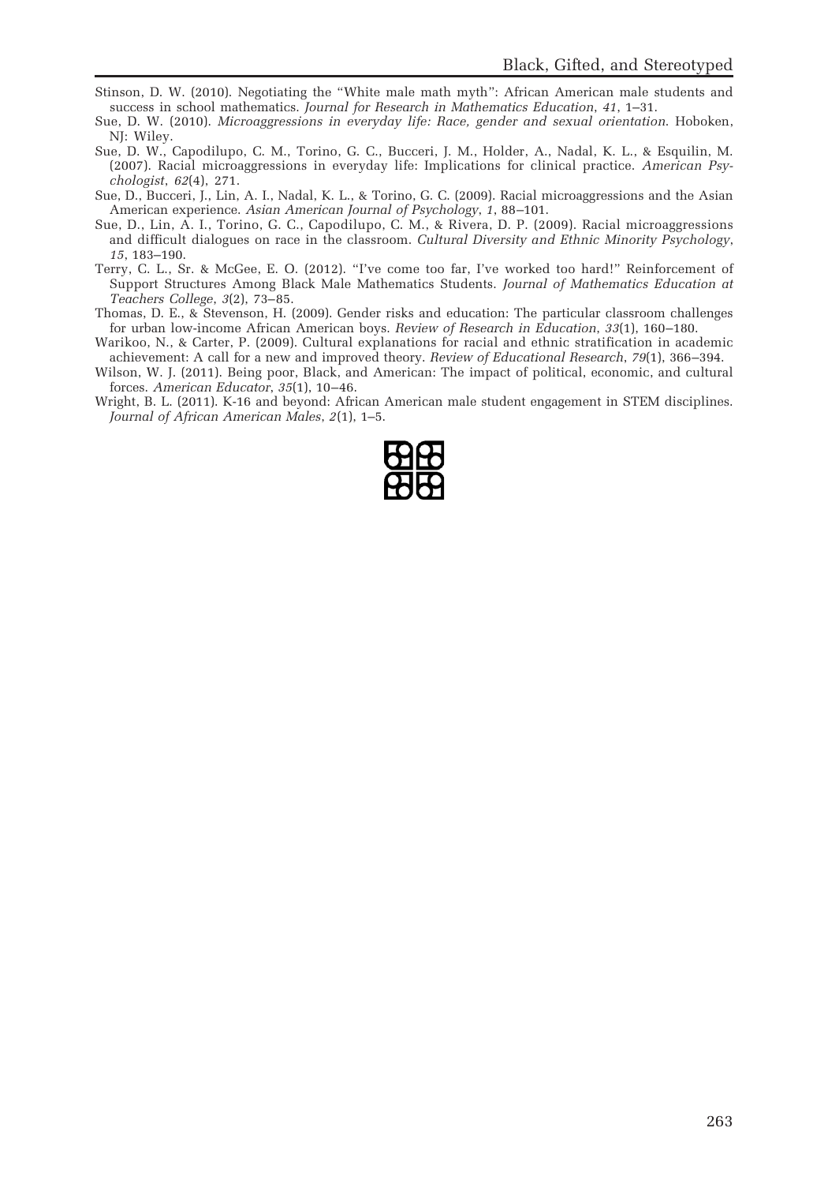Stinson, D. W. (2010). Negotiating the "White male math myth": African American male students and success in school mathematics. *Journal for Research in Mathematics Education*, *41*, 1–31.

Sue, D. W. (2010). *Microaggressions in everyday life: Race, gender and sexual orientation*. Hoboken, NJ: Wiley.

Sue, D. W., Capodilupo, C. M., Torino, G. C., Bucceri, J. M., Holder, A., Nadal, K. L., & Esquilin, M. (2007). Racial microaggressions in everyday life: Implications for clinical practice. *American Psychologist*, *62*(4), 271.

Sue, D., Bucceri, J., Lin, A. I., Nadal, K. L., & Torino, G. C. (2009). Racial microaggressions and the Asian American experience. *Asian American Journal of Psychology*, *1*, 88–101.

Sue, D., Lin, A. I., Torino, G. C., Capodilupo, C. M., & Rivera, D. P. (2009). Racial microaggressions and difficult dialogues on race in the classroom. *Cultural Diversity and Ethnic Minority Psychology*, *15*, 183–190.

Terry, C. L., Sr. & McGee, E. O. (2012). "I've come too far, I've worked too hard!" Reinforcement of Support Structures Among Black Male Mathematics Students. *Journal of Mathematics Education at Teachers College*, *3*(2), 73–85.

Thomas, D. E., & Stevenson, H. (2009). Gender risks and education: The particular classroom challenges for urban low-income African American boys. *Review of Research in Education*, *33*(1), 160–180.

Warikoo, N., & Carter, P. (2009). Cultural explanations for racial and ethnic stratification in academic achievement: A call for a new and improved theory. *Review of Educational Research*, *79*(1), 366–394.

Wilson, W. J. (2011). Being poor, Black, and American: The impact of political, economic, and cultural forces. *American Educator*, *35*(1), 10–46.

Wright, B. L. (2011). K-16 and beyond: African American male student engagement in STEM disciplines. *Journal of African American Males*, *2*(1), 1–5.